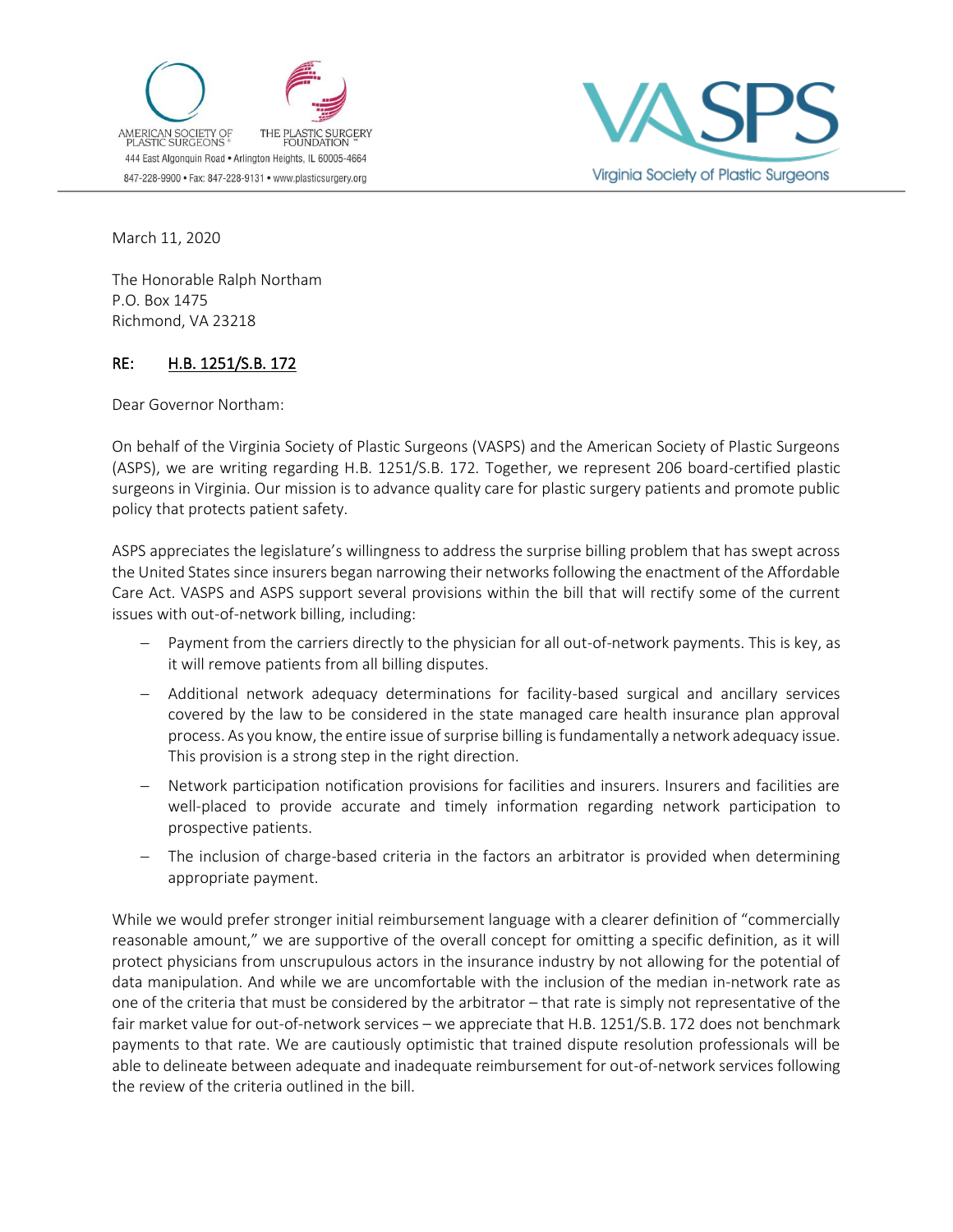AMERICAN SOCIETY OF PLASTIC SURGEONS®

THE PLASTIC SURGERY FOUNDATION™

444 East Algonquin Road • Arlington Heights, IL 60005-4664

847-228-9900 • Fax: 847-228-9131 • www.plasticsurgery.org

VASPS

Virginia Society of Plastic Surgeons

---

March 11, 2020

The Honorable Ralph Northam
P.O. Box 1475
Richmond, VA 23218

**RE: H.B. 1251/S.B. 172**

Dear Governor Northam:

On behalf of the Virginia Society of Plastic Surgeons (VASPS) and the American Society of Plastic Surgeons (ASPS), we are writing regarding H.B. 1251/S.B. 172. Together, we represent 206 board-certified plastic surgeons in Virginia. Our mission is to advance quality care for plastic surgery patients and promote public policy that protects patient safety.

ASPS appreciates the legislature's willingness to address the surprise billing problem that has swept across the United States since insurers began narrowing their networks following the enactment of the Affordable Care Act. VASPS and ASPS support several provisions within the bill that will rectify some of the current issues with out-of-network billing, including:

- Payment from the carriers directly to the physician for all out-of-network payments. This is key, as it will remove patients from all billing disputes.
- Additional network adequacy determinations for facility-based surgical and ancillary services covered by the law to be considered in the state managed care health insurance plan approval process. As you know, the entire issue of surprise billing is fundamentally a network adequacy issue. This provision is a strong step in the right direction.
- Network participation notification provisions for facilities and insurers. Insurers and facilities are well-placed to provide accurate and timely information regarding network participation to prospective patients.
- The inclusion of charge-based criteria in the factors an arbitrator is provided when determining appropriate payment.

While we would prefer stronger initial reimbursement language with a clearer definition of "commercially reasonable amount," we are supportive of the overall concept for omitting a specific definition, as it will protect physicians from unscrupulous actors in the insurance industry by not allowing for the potential of data manipulation. And while we are uncomfortable with the inclusion of the median in-network rate as one of the criteria that must be considered by the arbitrator – that rate is simply not representative of the fair market value for out-of-network services – we appreciate that H.B. 1251/S.B. 172 does not benchmark payments to that rate. We are cautiously optimistic that trained dispute resolution professionals will be able to delineate between adequate and inadequate reimbursement for out-of-network services following the review of the criteria outlined in the bill.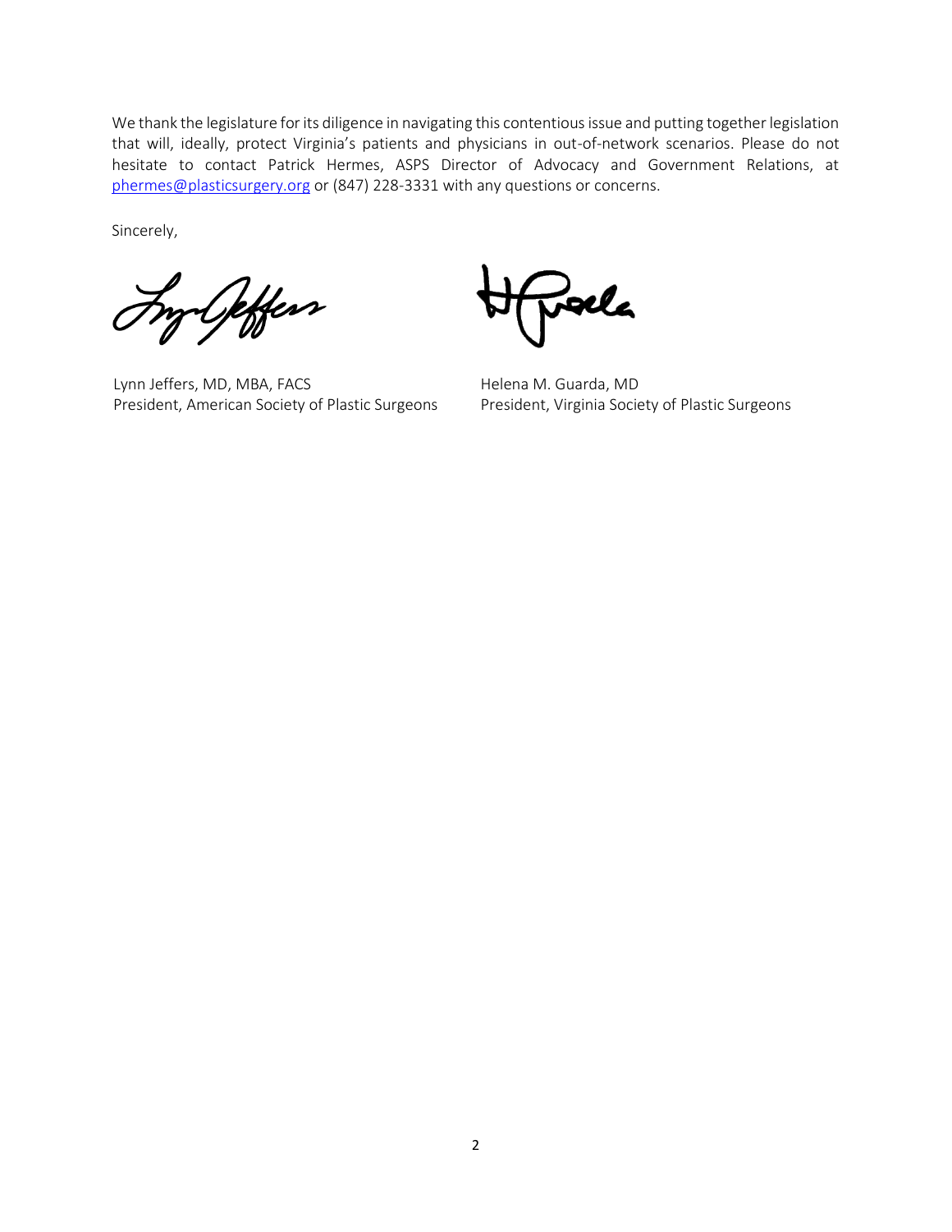We thank the legislature for its diligence in navigating this contentious issue and putting together legislation that will, ideally, protect Virginia's patients and physicians in out-of-network scenarios. Please do not hesitate to contact Patrick Hermes, ASPS Director of Advocacy and Government Relations, at phermes@plasticsurgery.org or (847) 228-3331 with any questions or concerns.

Sincerely,

Lynn Jeffers, MD, MBA, FACS
President, American Society of Plastic Surgeons

Helena M. Guarda, MD
President, Virginia Society of Plastic Surgeons